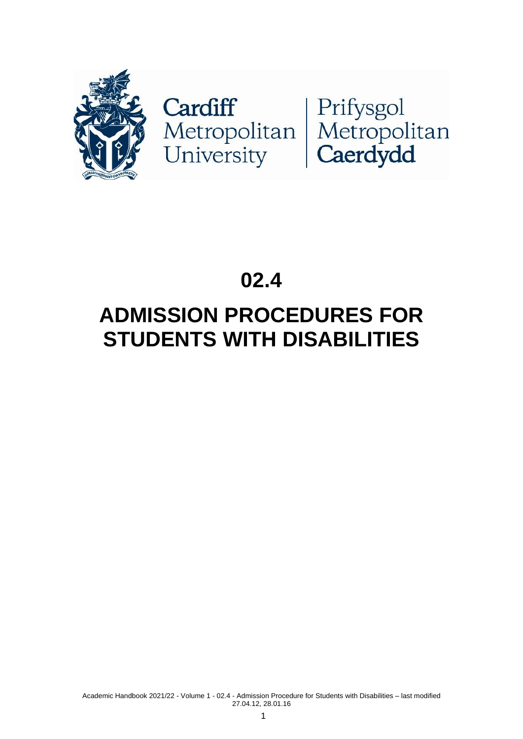Cardiff Metropolitan University | Prifysgol Metropolitan Caerdydd

# 02.4

# ADMISSION PROCEDURES FOR STUDENTS WITH DISABILITIES

Academic Handbook 2021/22 - Volume 1 - 02.4 - Admission Procedure for Students with Disabilities – last modified 27.04.12, 28.01.16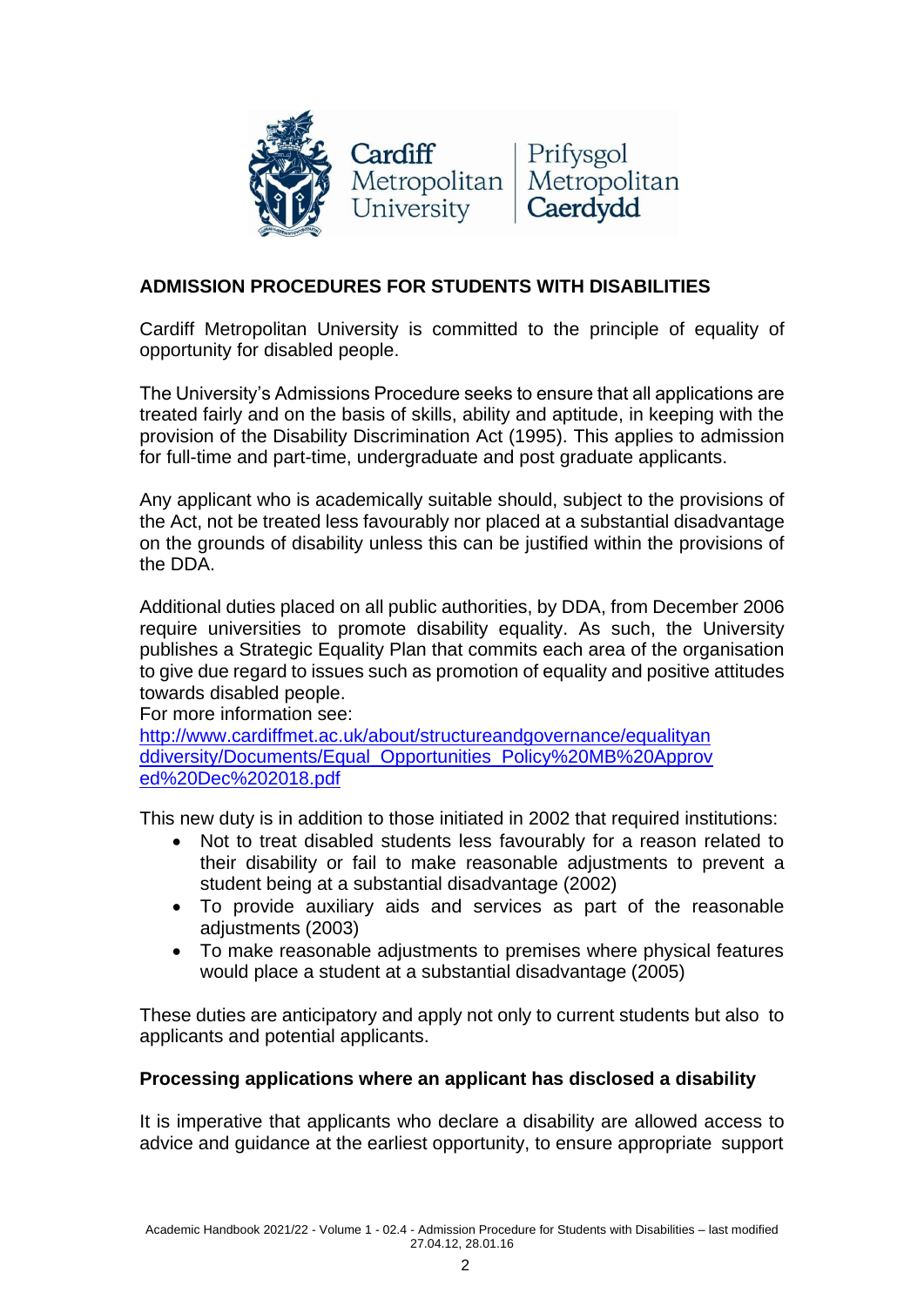## ADMISSION PROCEDURES FOR STUDENTS WITH DISABILITIES

Cardiff Metropolitan University is committed to the principle of equality of opportunity for disabled people.

The University's Admissions Procedure seeks to ensure that all applications are treated fairly and on the basis of skills, ability and aptitude, in keeping with the provision of the Disability Discrimination Act (1995). This applies to admission for full-time and part-time, undergraduate and post graduate applicants.

Any applicant who is academically suitable should, subject to the provisions of the Act, not be treated less favourably nor placed at a substantial disadvantage on the grounds of disability unless this can be justified within the provisions of the DDA.

Additional duties placed on all public authorities, by DDA, from December 2006 require universities to promote disability equality. As such, the University publishes a Strategic Equality Plan that commits each area of the organisation to give due regard to issues such as promotion of equality and positive attitudes towards disabled people.
For more information see:
[http://www.cardiffmet.ac.uk/about/structureandgovernance/equalityanddiversity/Documents/Equal_Opportunities_Policy%20MB%20Approved%20Dec%202018.pdf](http://www.cardiffmet.ac.uk/about/structureandgovernance/equalityanddiversity/Documents/Equal_Opportunities_Policy%20MB%20Approved%20Dec%202018.pdf)

This new duty is in addition to those initiated in 2002 that required institutions:

- Not to treat disabled students less favourably for a reason related to their disability or fail to make reasonable adjustments to prevent a student being at a substantial disadvantage (2002)
- To provide auxiliary aids and services as part of the reasonable adjustments (2003)
- To make reasonable adjustments to premises where physical features would place a student at a substantial disadvantage (2005)

These duties are anticipatory and apply not only to current students but also to applicants and potential applicants.

### Processing applications where an applicant has disclosed a disability

It is imperative that applicants who declare a disability are allowed access to advice and guidance at the earliest opportunity, to ensure appropriate support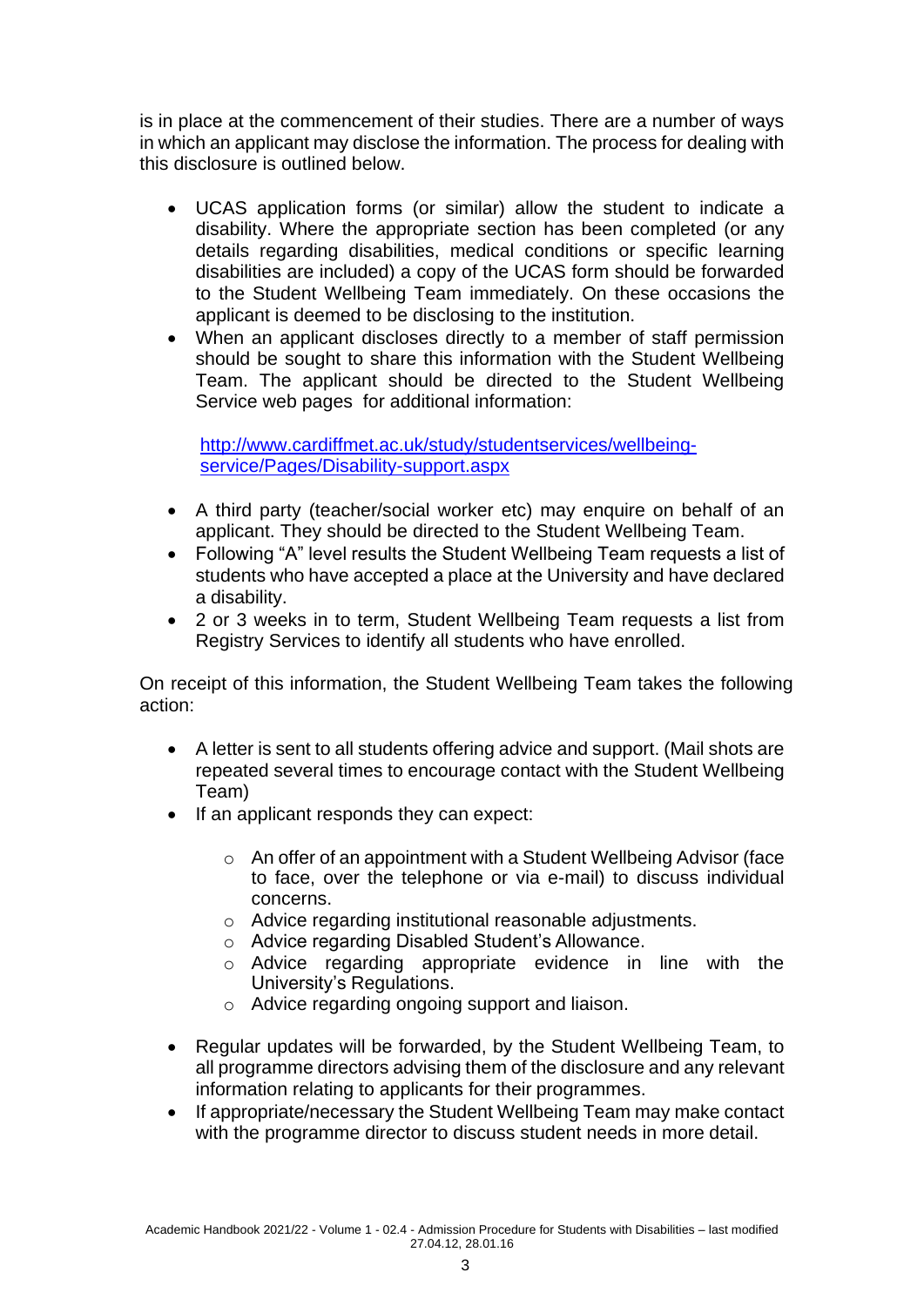is in place at the commencement of their studies. There are a number of ways in which an applicant may disclose the information. The process for dealing with this disclosure is outlined below.

- UCAS application forms (or similar) allow the student to indicate a disability. Where the appropriate section has been completed (or any details regarding disabilities, medical conditions or specific learning disabilities are included) a copy of the UCAS form should be forwarded to the Student Wellbeing Team immediately. On these occasions the applicant is deemed to be disclosing to the institution.
- When an applicant discloses directly to a member of staff permission should be sought to share this information with the Student Wellbeing Team. The applicant should be directed to the Student Wellbeing Service web pages for additional information:

  [http://www.cardiffmet.ac.uk/study/studentservices/wellbeing-service/Pages/Disability-support.aspx](http://www.cardiffmet.ac.uk/study/studentservices/wellbeing-service/Pages/Disability-support.aspx)

- A third party (teacher/social worker etc) may enquire on behalf of an applicant. They should be directed to the Student Wellbeing Team.
- Following "A" level results the Student Wellbeing Team requests a list of students who have accepted a place at the University and have declared a disability.
- 2 or 3 weeks in to term, Student Wellbeing Team requests a list from Registry Services to identify all students who have enrolled.

On receipt of this information, the Student Wellbeing Team takes the following action:

- A letter is sent to all students offering advice and support. (Mail shots are repeated several times to encourage contact with the Student Wellbeing Team)
- If an applicant responds they can expect:
  - An offer of an appointment with a Student Wellbeing Advisor (face to face, over the telephone or via e-mail) to discuss individual concerns.
  - Advice regarding institutional reasonable adjustments.
  - Advice regarding Disabled Student's Allowance.
  - Advice regarding appropriate evidence in line with the University's Regulations.
  - Advice regarding ongoing support and liaison.
- Regular updates will be forwarded, by the Student Wellbeing Team, to all programme directors advising them of the disclosure and any relevant information relating to applicants for their programmes.
- If appropriate/necessary the Student Wellbeing Team may make contact with the programme director to discuss student needs in more detail.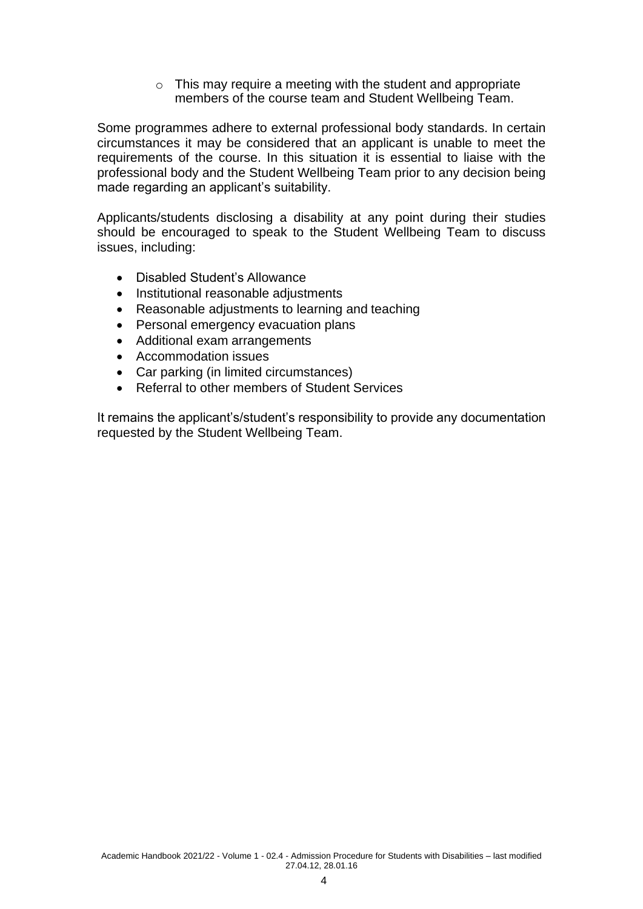- This may require a meeting with the student and appropriate members of the course team and Student Wellbeing Team.

Some programmes adhere to external professional body standards. In certain circumstances it may be considered that an applicant is unable to meet the requirements of the course. In this situation it is essential to liaise with the professional body and the Student Wellbeing Team prior to any decision being made regarding an applicant's suitability.

Applicants/students disclosing a disability at any point during their studies should be encouraged to speak to the Student Wellbeing Team to discuss issues, including:

- Disabled Student's Allowance
- Institutional reasonable adjustments
- Reasonable adjustments to learning and teaching
- Personal emergency evacuation plans
- Additional exam arrangements
- Accommodation issues
- Car parking (in limited circumstances)
- Referral to other members of Student Services

It remains the applicant's/student's responsibility to provide any documentation requested by the Student Wellbeing Team.